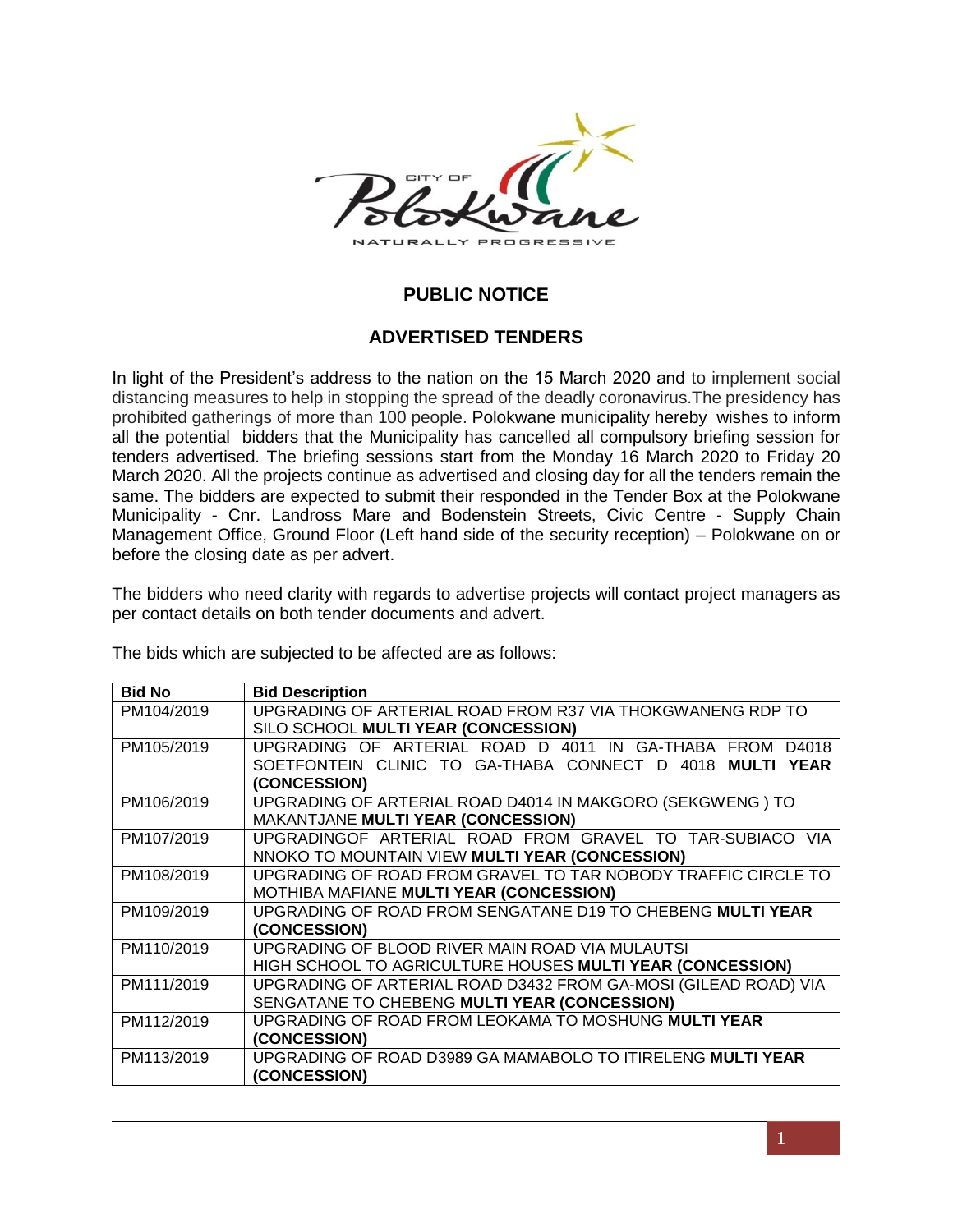## PUBLIC NOTICE

## ADVERTISED TENDERS

In light of the President's address to the nation on the 15 March 2020 and to implement social distancing measures to help in stopping the spread of the deadly coronavirus.The presidency has prohibited gatherings of more than 100 people. Polokwane municipality hereby wishes to inform all the potential bidders that the Municipality has cancelled all compulsory briefing session for tenders advertised. The briefing sessions start from the Monday 16 March 2020 to Friday 20 March 2020. All the projects continue as advertised and closing day for all the tenders remain the same. The bidders are expected to submit their responded in the Tender Box at the Polokwane Municipality - Cnr. Landross Mare and Bodenstein Streets, Civic Centre - Supply Chain Management Office, Ground Floor (Left hand side of the security reception) – Polokwane on or before the closing date as per advert.

The bidders who need clarity with regards to advertise projects will contact project managers as per contact details on both tender documents and advert.

The bids which are subjected to be affected are as follows:

| Bid No | Bid Description |
|---|---|
| PM104/2019 | UPGRADING OF ARTERIAL ROAD FROM R37 VIA THOKGWANENG RDP TO SILO SCHOOL **MULTI YEAR (CONCESSION)** |
| PM105/2019 | UPGRADING OF ARTERIAL ROAD D 4011 IN GA-THABA FROM D4018 SOETFONTEIN CLINIC TO GA-THABA CONNECT D 4018 **MULTI YEAR (CONCESSION)** |
| PM106/2019 | UPGRADING OF ARTERIAL ROAD D4014 IN MAKGORO (SEKGWENG ) TO MAKANTJANE **MULTI YEAR (CONCESSION)** |
| PM107/2019 | UPGRADINGOF ARTERIAL ROAD FROM GRAVEL TO TAR-SUBIACO VIA NNOKO TO MOUNTAIN VIEW **MULTI YEAR (CONCESSION)** |
| PM108/2019 | UPGRADING OF ROAD FROM GRAVEL TO TAR NOBODY TRAFFIC CIRCLE TO MOTHIBA MAFIANE **MULTI YEAR (CONCESSION)** |
| PM109/2019 | UPGRADING OF ROAD FROM SENGATANE D19 TO CHEBENG **MULTI YEAR (CONCESSION)** |
| PM110/2019 | UPGRADING OF BLOOD RIVER MAIN ROAD VIA MULAUTSI HIGH SCHOOL TO AGRICULTURE HOUSES **MULTI YEAR (CONCESSION)** |
| PM111/2019 | UPGRADING OF ARTERIAL ROAD D3432 FROM GA-MOSI (GILEAD ROAD) VIA SENGATANE TO CHEBENG **MULTI YEAR (CONCESSION)** |
| PM112/2019 | UPGRADING OF ROAD FROM LEOKAMA TO MOSHUNG **MULTI YEAR (CONCESSION)** |
| PM113/2019 | UPGRADING OF ROAD D3989 GA MAMABOLO TO ITIRELENG **MULTI YEAR (CONCESSION)** |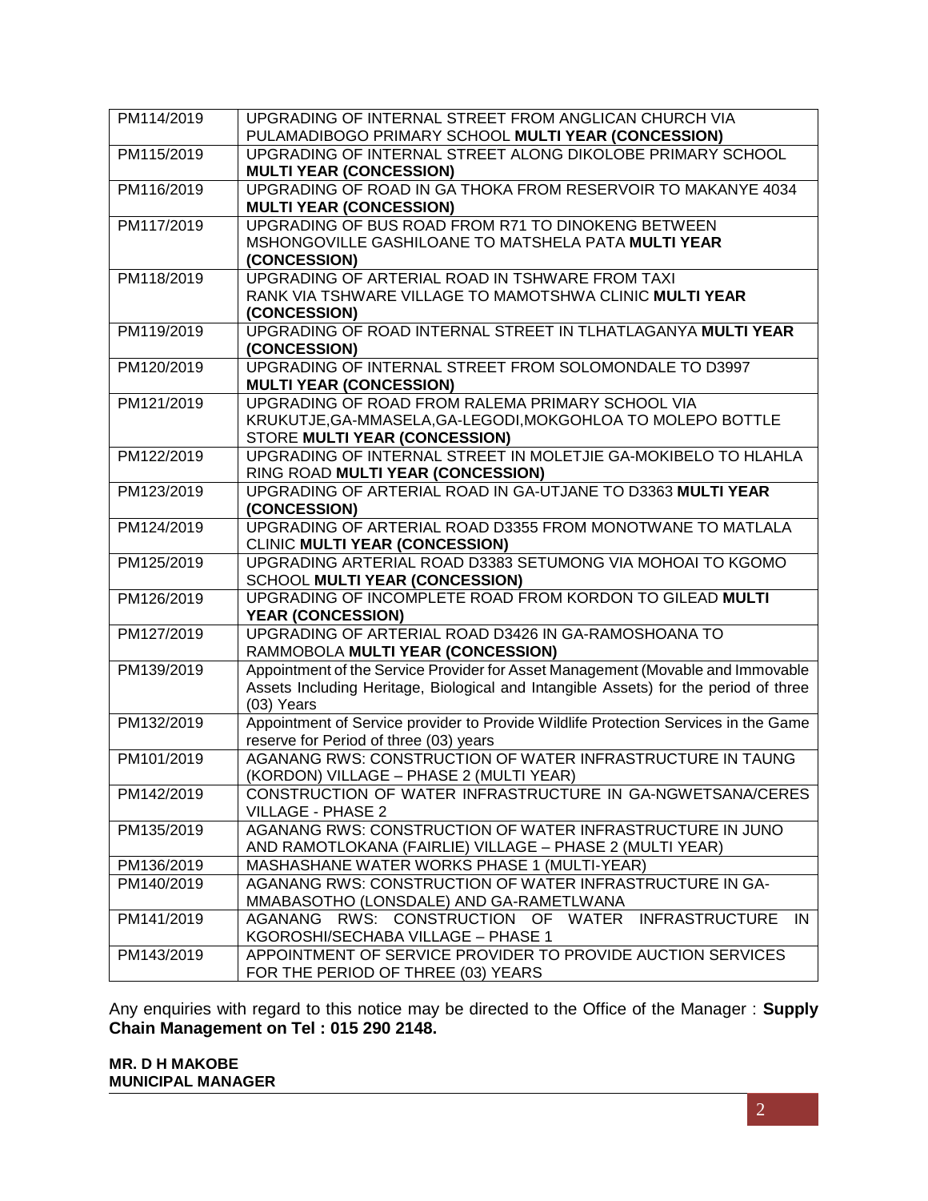| | |
|---|---|
| PM114/2019 | UPGRADING OF INTERNAL STREET FROM ANGLICAN CHURCH VIA PULAMADIBOGO PRIMARY SCHOOL **MULTI YEAR (CONCESSION)** |
| PM115/2019 | UPGRADING OF INTERNAL STREET ALONG DIKOLOBE PRIMARY SCHOOL **MULTI YEAR (CONCESSION)** |
| PM116/2019 | UPGRADING OF ROAD IN GA THOKA FROM RESERVOIR TO MAKANYE 4034 **MULTI YEAR (CONCESSION)** |
| PM117/2019 | UPGRADING OF BUS ROAD FROM R71 TO DINOKENG BETWEEN MSHONGOVILLE GASHILOANE TO MATSHELA PATA **MULTI YEAR (CONCESSION)** |
| PM118/2019 | UPGRADING OF ARTERIAL ROAD IN TSHWARE FROM TAXI RANK VIA TSHWARE VILLAGE TO MAMOTSHWA CLINIC **MULTI YEAR (CONCESSION)** |
| PM119/2019 | UPGRADING OF ROAD INTERNAL STREET IN TLHATLAGANYA **MULTI YEAR (CONCESSION)** |
| PM120/2019 | UPGRADING OF INTERNAL STREET FROM SOLOMONDALE TO D3997 **MULTI YEAR (CONCESSION)** |
| PM121/2019 | UPGRADING OF ROAD FROM RALEMA PRIMARY SCHOOL VIA KRUKUTJE,GA-MMASELA,GA-LEGODI,MOKGOHLOA TO MOLEPO BOTTLE STORE **MULTI YEAR (CONCESSION)** |
| PM122/2019 | UPGRADING OF INTERNAL STREET IN MOLETJIE GA-MOKIBELO TO HLAHLA RING ROAD **MULTI YEAR (CONCESSION)** |
| PM123/2019 | UPGRADING OF ARTERIAL ROAD IN GA-UTJANE TO D3363 **MULTI YEAR (CONCESSION)** |
| PM124/2019 | UPGRADING OF ARTERIAL ROAD D3355 FROM MONOTWANE TO MATLALA CLINIC **MULTI YEAR (CONCESSION)** |
| PM125/2019 | UPGRADING ARTERIAL ROAD D3383 SETUMONG VIA MOHOAI TO KGOMO SCHOOL **MULTI YEAR (CONCESSION)** |
| PM126/2019 | UPGRADING OF INCOMPLETE ROAD FROM KORDON TO GILEAD **MULTI YEAR (CONCESSION)** |
| PM127/2019 | UPGRADING OF ARTERIAL ROAD D3426 IN GA-RAMOSHOANA TO RAMMOBOLA **MULTI YEAR (CONCESSION)** |
| PM139/2019 | Appointment of the Service Provider for Asset Management (Movable and Immovable Assets Including Heritage, Biological and Intangible Assets) for the period of three (03) Years |
| PM132/2019 | Appointment of Service provider to Provide Wildlife Protection Services in the Game reserve for Period of three (03) years |
| PM101/2019 | AGANANG RWS: CONSTRUCTION OF WATER INFRASTRUCTURE IN TAUNG (KORDON) VILLAGE – PHASE 2 (MULTI YEAR) |
| PM142/2019 | CONSTRUCTION OF WATER INFRASTRUCTURE IN GA-NGWETSANA/CERES VILLAGE - PHASE 2 |
| PM135/2019 | AGANANG RWS: CONSTRUCTION OF WATER INFRASTRUCTURE IN JUNO AND RAMOTLOKANA (FAIRLIE) VILLAGE – PHASE 2 (MULTI YEAR) |
| PM136/2019 | MASHASHANE WATER WORKS PHASE 1 (MULTI-YEAR) |
| PM140/2019 | AGANANG RWS: CONSTRUCTION OF WATER INFRASTRUCTURE IN GA-MMABASOTHO (LONSDALE) AND GA-RAMETLWANA |
| PM141/2019 | AGANANG RWS: CONSTRUCTION OF WATER INFRASTRUCTURE IN KGOROSHI/SECHABA VILLAGE – PHASE 1 |
| PM143/2019 | APPOINTMENT OF SERVICE PROVIDER TO PROVIDE AUCTION SERVICES FOR THE PERIOD OF THREE (03) YEARS |

Any enquiries with regard to this notice may be directed to the Office of the Manager : **Supply Chain Management on Tel : 015 290 2148.**

**MR. D H MAKOBE**
**MUNICIPAL MANAGER**